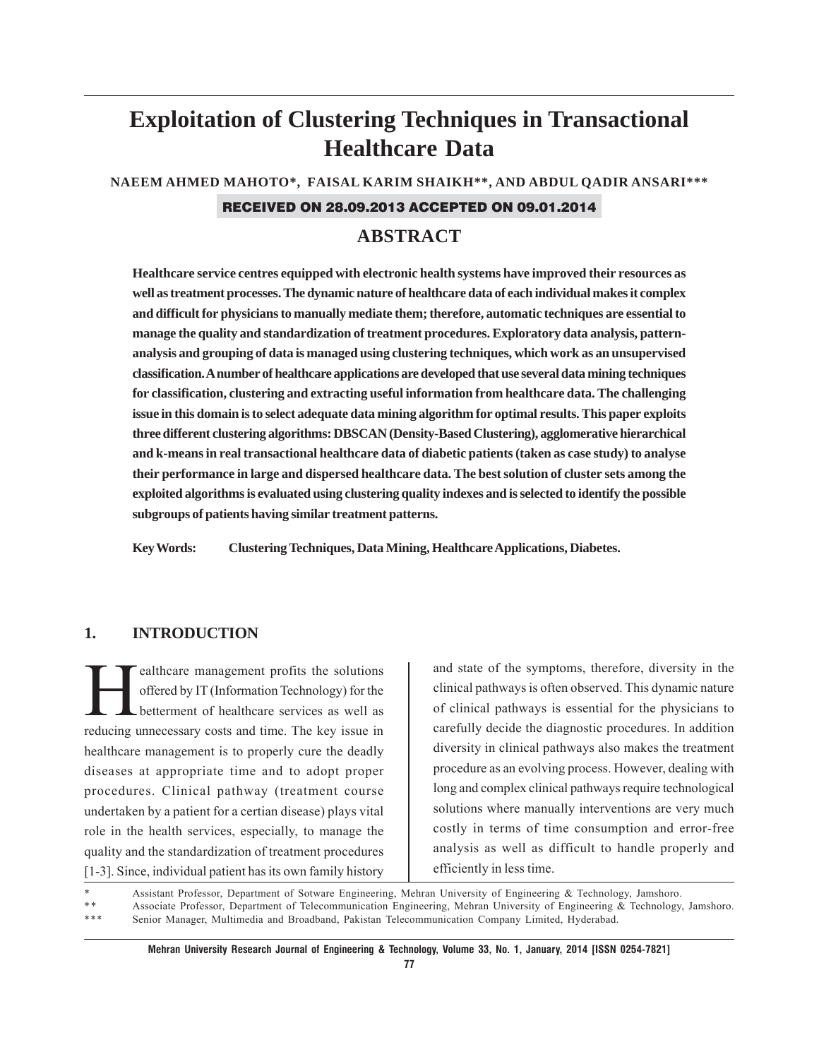# Exploitation of Clustering Techniques in Transactional Healthcare Data

**NAEEM AHMED MAHOTO\*, FAISAL KARIM SHAIKH\*\*, AND ABDUL QADIR ANSARI\*\*\***

**RECEIVED ON 28.09.2013 ACCEPTED ON 09.01.2014**

## ABSTRACT

**Healthcare service centres equipped with electronic health systems have improved their resources as well as treatment processes. The dynamic nature of healthcare data of each individual makes it complex and difficult for physicians to manually mediate them; therefore, automatic techniques are essential to manage the quality and standardization of treatment procedures. Exploratory data analysis, pattern-analysis and grouping of data is managed using clustering techniques, which work as an unsupervised classification. A number of healthcare applications are developed that use several data mining techniques for classification, clustering and extracting useful information from healthcare data. The challenging issue in this domain is to select adequate data mining algorithm for optimal results. This paper exploits three different clustering algorithms: DBSCAN (Density-Based Clustering), agglomerative hierarchical and k-means in real transactional healthcare data of diabetic patients (taken as case study) to analyse their performance in large and dispersed healthcare data. The best solution of cluster sets among the exploited algorithms is evaluated using clustering quality indexes and is selected to identify the possible subgroups of patients having similar treatment patterns.**

**Key Words: Clustering Techniques, Data Mining, Healthcare Applications, Diabetes.**

## 1. INTRODUCTION

Healthcare management profits the solutions offered by IT (Information Technology) for the betterment of healthcare services as well as reducing unnecessary costs and time. The key issue in healthcare management is to properly cure the deadly diseases at appropriate time and to adopt proper procedures. Clinical pathway (treatment course undertaken by a patient for a certian disease) plays vital role in the health services, especially, to manage the quality and the standardization of treatment procedures [1-3]. Since, individual patient has its own family history and state of the symptoms, therefore, diversity in the clinical pathways is often observed. This dynamic nature of clinical pathways is essential for the physicians to carefully decide the diagnostic procedures. In addition diversity in clinical pathways also makes the treatment procedure as an evolving process. However, dealing with long and complex clinical pathways require technological solutions where manually interventions are very much costly in terms of time consumption and error-free analysis as well as difficult to handle properly and efficiently in less time.

\* Assistant Professor, Department of Sotware Engineering, Mehran University of Engineering & Technology, Jamshoro.
\*\* Associate Professor, Department of Telecommunication Engineering, Mehran University of Engineering & Technology, Jamshoro.
\*\*\* Senior Manager, Multimedia and Broadband, Pakistan Telecommunication Company Limited, Hyderabad.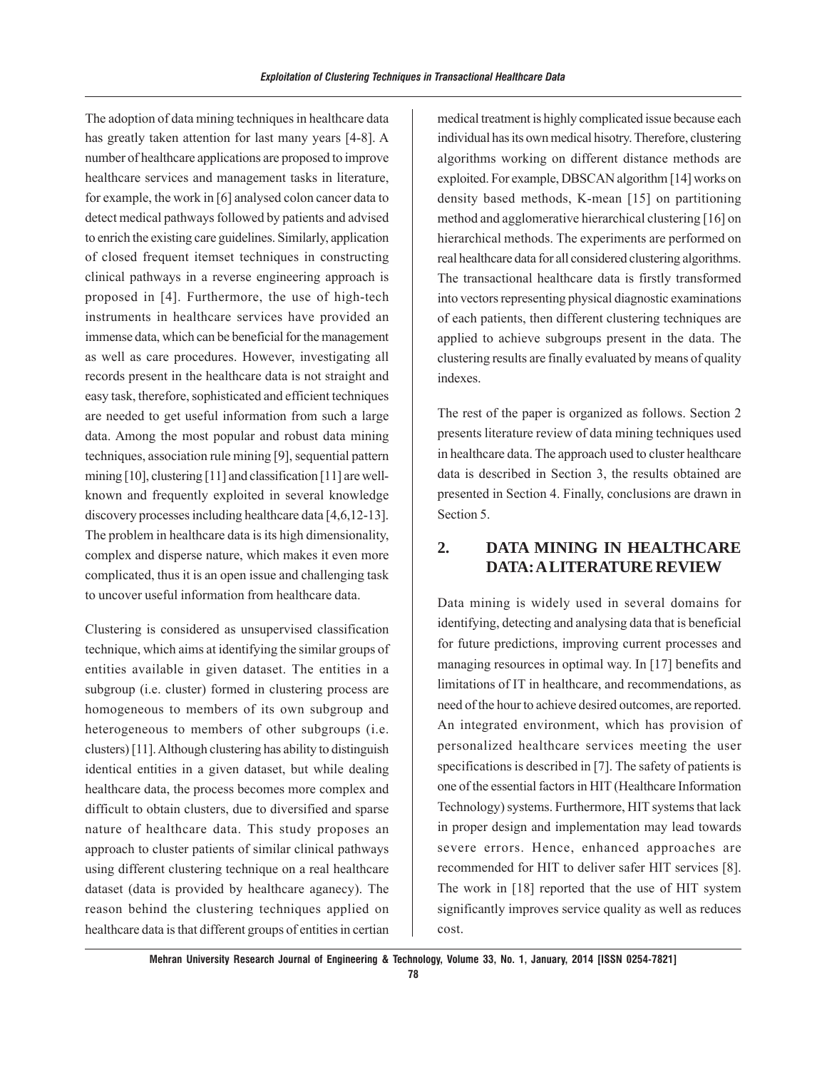The adoption of data mining techniques in healthcare data has greatly taken attention for last many years [4-8]. A number of healthcare applications are proposed to improve healthcare services and management tasks in literature, for example, the work in [6] analysed colon cancer data to detect medical pathways followed by patients and advised to enrich the existing care guidelines. Similarly, application of closed frequent itemset techniques in constructing clinical pathways in a reverse engineering approach is proposed in [4]. Furthermore, the use of high-tech instruments in healthcare services have provided an immense data, which can be beneficial for the management as well as care procedures. However, investigating all records present in the healthcare data is not straight and easy task, therefore, sophisticated and efficient techniques are needed to get useful information from such a large data. Among the most popular and robust data mining techniques, association rule mining [9], sequential pattern mining [10], clustering [11] and classification [11] are well-known and frequently exploited in several knowledge discovery processes including healthcare data [4,6,12-13]. The problem in healthcare data is its high dimensionality, complex and disperse nature, which makes it even more complicated, thus it is an open issue and challenging task to uncover useful information from healthcare data.

Clustering is considered as unsupervised classification technique, which aims at identifying the similar groups of entities available in given dataset. The entities in a subgroup (i.e. cluster) formed in clustering process are homogeneous to members of its own subgroup and heterogeneous to members of other subgroups (i.e. clusters) [11]. Although clustering has ability to distinguish identical entities in a given dataset, but while dealing healthcare data, the process becomes more complex and difficult to obtain clusters, due to diversified and sparse nature of healthcare data. This study proposes an approach to cluster patients of similar clinical pathways using different clustering technique on a real healthcare dataset (data is provided by healthcare aganecy). The reason behind the clustering techniques applied on healthcare data is that different groups of entities in certian medical treatment is highly complicated issue because each individual has its own medical hisotry. Therefore, clustering algorithms working on different distance methods are exploited. For example, DBSCAN algorithm [14] works on density based methods, K-mean [15] on partitioning method and agglomerative hierarchical clustering [16] on hierarchical methods. The experiments are performed on real healthcare data for all considered clustering algorithms. The transactional healthcare data is firstly transformed into vectors representing physical diagnostic examinations of each patients, then different clustering techniques are applied to achieve subgroups present in the data. The clustering results are finally evaluated by means of quality indexes.

The rest of the paper is organized as follows. Section 2 presents literature review of data mining techniques used in healthcare data. The approach used to cluster healthcare data is described in Section 3, the results obtained are presented in Section 4. Finally, conclusions are drawn in Section 5.

## 2. DATA MINING IN HEALTHCARE DATA: A LITERATURE REVIEW

Data mining is widely used in several domains for identifying, detecting and analysing data that is beneficial for future predictions, improving current processes and managing resources in optimal way. In [17] benefits and limitations of IT in healthcare, and recommendations, as need of the hour to achieve desired outcomes, are reported. An integrated environment, which has provision of personalized healthcare services meeting the user specifications is described in [7]. The safety of patients is one of the essential factors in HIT (Healthcare Information Technology) systems. Furthermore, HIT systems that lack in proper design and implementation may lead towards severe errors. Hence, enhanced approaches are recommended for HIT to deliver safer HIT services [8]. The work in [18] reported that the use of HIT system significantly improves service quality as well as reduces cost.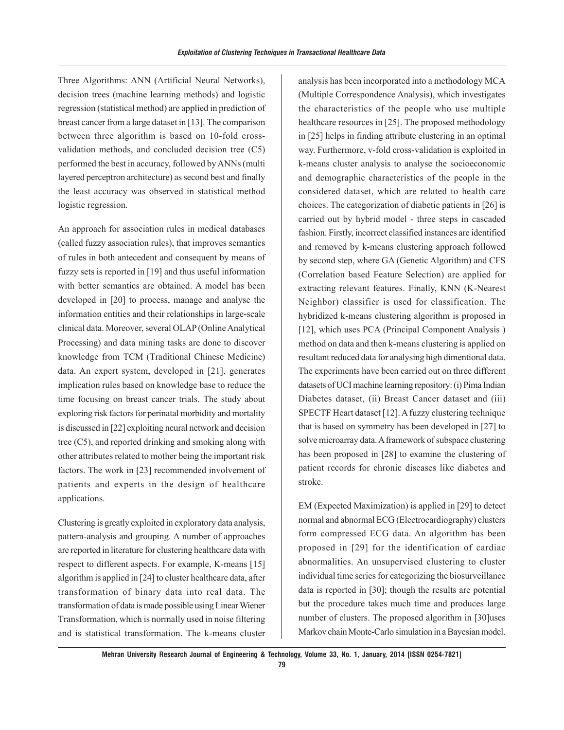Three Algorithms: ANN (Artificial Neural Networks), decision trees (machine learning methods) and logistic regression (statistical method) are applied in prediction of breast cancer from a large dataset in [13]. The comparison between three algorithm is based on 10-fold cross-validation methods, and concluded decision tree (C5) performed the best in accuracy, followed by ANNs (multi layered perceptron architecture) as second best and finally the least accuracy was observed in statistical method logistic regression.

An approach for association rules in medical databases (called fuzzy association rules), that improves semantics of rules in both antecedent and consequent by means of fuzzy sets is reported in [19] and thus useful information with better semantics are obtained. A model has been developed in [20] to process, manage and analyse the information entities and their relationships in large-scale clinical data. Moreover, several OLAP (Online Analytical Processing) and data mining tasks are done to discover knowledge from TCM (Traditional Chinese Medicine) data. An expert system, developed in [21], generates implication rules based on knowledge base to reduce the time focusing on breast cancer trials. The study about exploring risk factors for perinatal morbidity and mortality is discussed in [22] exploiting neural network and decision tree (C5), and reported drinking and smoking along with other attributes related to mother being the important risk factors. The work in [23] recommended involvement of patients and experts in the design of healthcare applications.

Clustering is greatly exploited in exploratory data analysis, pattern-analysis and grouping. A number of approaches are reported in literature for clustering healthcare data with respect to different aspects. For example, K-means [15] algorithm is applied in [24] to cluster healthcare data, after transformation of binary data into real data. The transformation of data is made possible using Linear Wiener Transformation, which is normally used in noise filtering and is statistical transformation. The k-means cluster analysis has been incorporated into a methodology MCA (Multiple Correspondence Analysis), which investigates the characteristics of the people who use multiple healthcare resources in [25]. The proposed methodology in [25] helps in finding attribute clustering in an optimal way. Furthermore, v-fold cross-validation is exploited in k-means cluster analysis to analyse the socioeconomic and demographic characteristics of the people in the considered dataset, which are related to health care choices. The categorization of diabetic patients in [26] is carried out by hybrid model - three steps in cascaded fashion. Firstly, incorrect classified instances are identified and removed by k-means clustering approach followed by second step, where GA (Genetic Algorithm) and CFS (Correlation based Feature Selection) are applied for extracting relevant features. Finally, KNN (K-Nearest Neighbor) classifier is used for classification. The hybridized k-means clustering algorithm is proposed in [12], which uses PCA (Principal Component Analysis ) method on data and then k-means clustering is applied on resultant reduced data for analysing high dimentional data. The experiments have been carried out on three different datasets of UCI machine learning repository: (i) Pima Indian Diabetes dataset, (ii) Breast Cancer dataset and (iii) SPECTF Heart dataset [12]. A fuzzy clustering technique that is based on symmetry has been developed in [27] to solve microarray data. A framework of subspace clustering has been proposed in [28] to examine the clustering of patient records for chronic diseases like diabetes and stroke.

EM (Expected Maximization) is applied in [29] to detect normal and abnormal ECG (Electrocardiography) clusters form compressed ECG data. An algorithm has been proposed in [29] for the identification of cardiac abnormalities. An unsupervised clustering to cluster individual time series for categorizing the biosurveillance data is reported in [30]; though the results are potential but the procedure takes much time and produces large number of clusters. The proposed algorithm in [30]uses Markov chain Monte-Carlo simulation in a Bayesian model.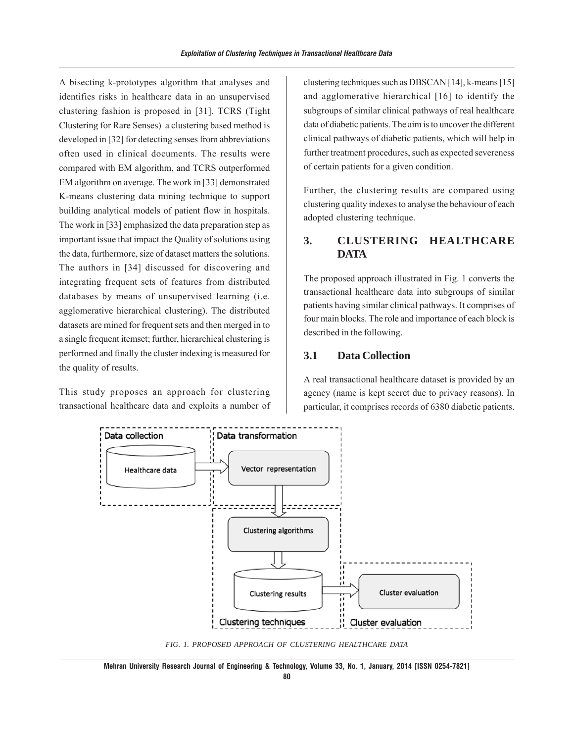A bisecting k-prototypes algorithm that analyses and identifies risks in healthcare data in an unsupervised clustering fashion is proposed in [31]. TCRS (Tight Clustering for Rare Senses) a clustering based method is developed in [32] for detecting senses from abbreviations often used in clinical documents. The results were compared with EM algorithm, and TCRS outperformed EM algorithm on average. The work in [33] demonstrated K-means clustering data mining technique to support building analytical models of patient flow in hospitals. The work in [33] emphasized the data preparation step as important issue that impact the Quality of solutions using the data, furthermore, size of dataset matters the solutions. The authors in [34] discussed for discovering and integrating frequent sets of features from distributed databases by means of unsupervised learning (i.e. agglomerative hierarchical clustering). The distributed datasets are mined for frequent sets and then merged in to a single frequent itemset; further, hierarchical clustering is performed and finally the cluster indexing is measured for the quality of results.

This study proposes an approach for clustering transactional healthcare data and exploits a number of clustering techniques such as DBSCAN [14], k-means [15] and agglomerative hierarchical [16] to identify the subgroups of similar clinical pathways of real healthcare data of diabetic patients. The aim is to uncover the different clinical pathways of diabetic patients, which will help in further treatment procedures, such as expected severeness of certain patients for a given condition.

Further, the clustering results are compared using clustering quality indexes to analyse the behaviour of each adopted clustering technique.

## 3. CLUSTERING HEALTHCARE DATA

The proposed approach illustrated in Fig. 1 converts the transactional healthcare data into subgroups of similar patients having similar clinical pathways. It comprises of four main blocks. The role and importance of each block is described in the following.

### 3.1 Data Collection

A real transactional healthcare dataset is provided by an agency (name is kept secret due to privacy reasons). In particular, it comprises records of 6380 diabetic patients.

Data collection
Healthcare data
Data transformation
Vector representation
Clustering algorithms
Clustering results
Clustering techniques
Cluster evaluation
Cluster evaluation

FIG. 1. PROPOSED APPROACH OF CLUSTERING HEALTHCARE DATA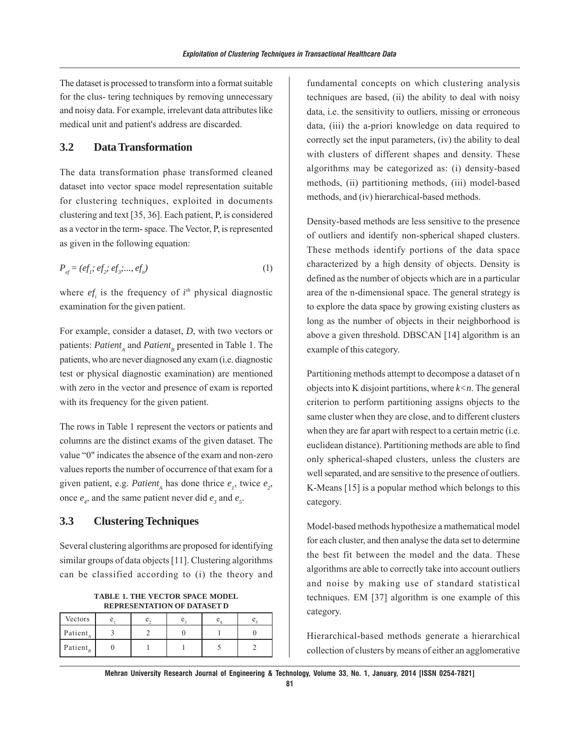The dataset is processed to transform into a format suitable for the clus- tering techniques by removing unnecessary and noisy data. For example, irrelevant data attributes like medical unit and patient's address are discarded.

## 3.2 Data Transformation

The data transformation phase transformed cleaned dataset into vector space model representation suitable for clustering techniques, exploited in documents clustering and text [35, 36]. Each patient, P, is considered as a vector in the term- space. The Vector, P, is represented as given in the following equation:

$$P_{ef} = (ef_1; ef_2; ef_3;..., ef_n) \quad (1)$$

where $ef_i$ is the frequency of $i^{th}$ physical diagnostic examination for the given patient.

For example, consider a dataset, *D*, with two vectors or patients: $Patient_A$ and $Patient_B$ presented in Table 1. The patients, who are never diagnosed any exam (i.e. diagnostic test or physical diagnostic examination) are mentioned with zero in the vector and presence of exam is reported with its frequency for the given patient.

The rows in Table 1 represent the vectors or patients and columns are the distinct exams of the given dataset. The value "0" indicates the absence of the exam and non-zero values reports the number of occurrence of that exam for a given patient, e.g. $Patient_A$ has done thrice $e_1$, twice $e_2$, once $e_4$, and the same patient never did $e_3$ and $e_5$.

## 3.3 Clustering Techniques

Several clustering algorithms are proposed for identifying similar groups of data objects [11]. Clustering algorithms can be classified according to (i) the theory and fundamental concepts on which clustering analysis techniques are based, (ii) the ability to deal with noisy data, i.e. the sensitivity to outliers, missing or erroneous data, (iii) the a-priori knowledge on data required to correctly set the input parameters, (iv) the ability to deal with clusters of different shapes and density. These algorithms may be categorized as: (i) density-based methods, (ii) partitioning methods, (iii) model-based methods, and (iv) hierarchical-based methods.

**TABLE 1. THE VECTOR SPACE MODEL REPRESENTATION OF DATASET D**

| Vectors | $e_1$ | $e_2$ | $e_3$ | $e_4$ | $e_5$ |
|---|---|---|---|---|---|
| $Patient_A$ | 3 | 2 | 0 | 1 | 0 |
| $Patient_B$ | 0 | 1 | 1 | 5 | 2 |

Density-based methods are less sensitive to the presence of outliers and identify non-spherical shaped clusters. These methods identify portions of the data space characterized by a high density of objects. Density is defined as the number of objects which are in a particular area of the n-dimensional space. The general strategy is to explore the data space by growing existing clusters as long as the number of objects in their neighborhood is above a given threshold. DBSCAN [14] algorithm is an example of this category.

Partitioning methods attempt to decompose a dataset of n objects into K disjoint partitions, where $k<n$. The general criterion to perform partitioning assigns objects to the same cluster when they are close, and to different clusters when they are far apart with respect to a certain metric (i.e. euclidean distance). Partitioning methods are able to find only spherical-shaped clusters, unless the clusters are well separated, and are sensitive to the presence of outliers. K-Means [15] is a popular method which belongs to this category.

Model-based methods hypothesize a mathematical model for each cluster, and then analyse the data set to determine the best fit between the model and the data. These algorithms are able to correctly take into account outliers and noise by making use of standard statistical techniques. EM [37] algorithm is one example of this category.

Hierarchical-based methods generate a hierarchical collection of clusters by means of either an agglomerative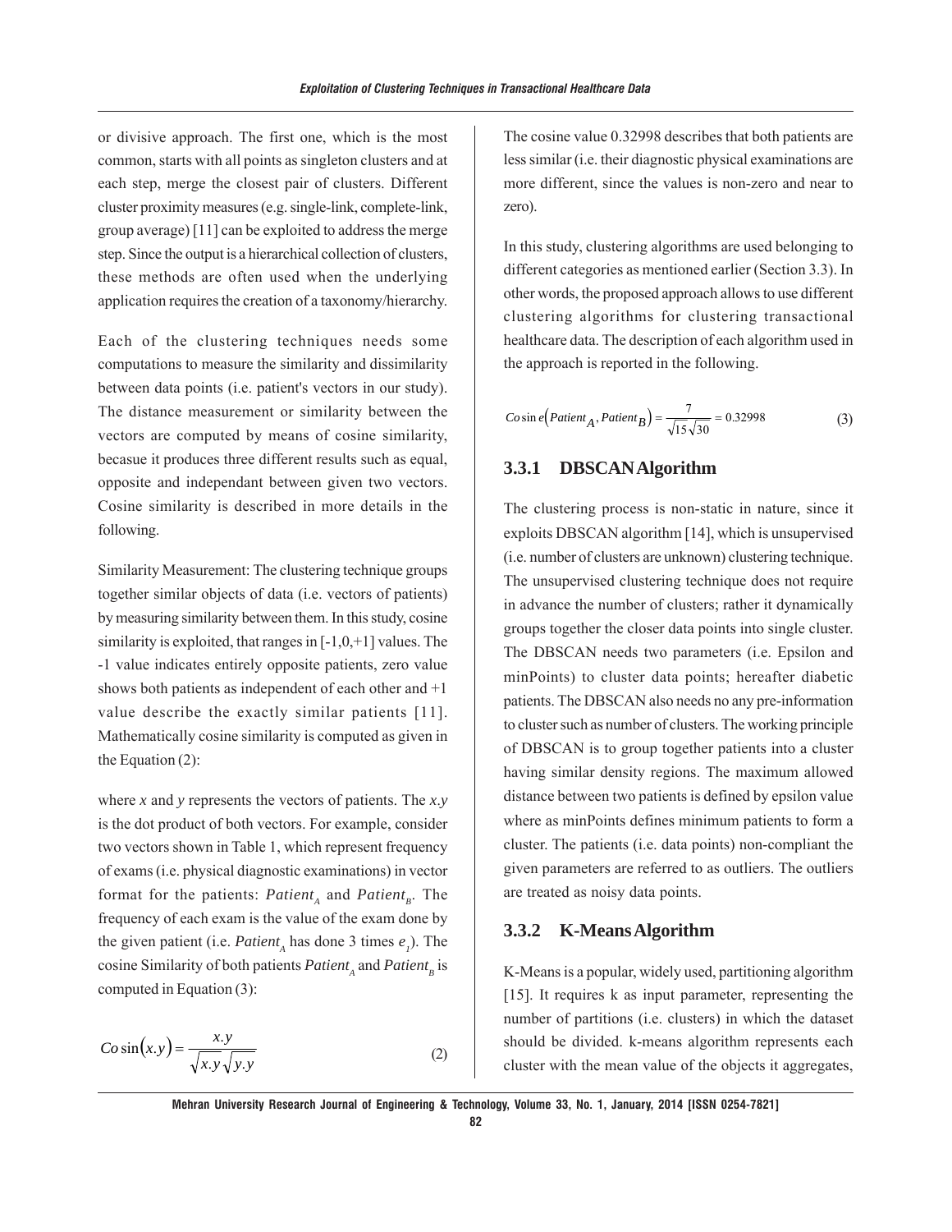or divisive approach. The first one, which is the most common, starts with all points as singleton clusters and at each step, merge the closest pair of clusters. Different cluster proximity measures (e.g. single-link, complete-link, group average) [11] can be exploited to address the merge step. Since the output is a hierarchical collection of clusters, these methods are often used when the underlying application requires the creation of a taxonomy/hierarchy.

Each of the clustering techniques needs some computations to measure the similarity and dissimilarity between data points (i.e. patient's vectors in our study). The distance measurement or similarity between the vectors are computed by means of cosine similarity, becasue it produces three different results such as equal, opposite and independant between given two vectors. Cosine similarity is described in more details in the following.

Similarity Measurement: The clustering technique groups together similar objects of data (i.e. vectors of patients) by measuring similarity between them. In this study, cosine similarity is exploited, that ranges in [-1,0,+1] values. The -1 value indicates entirely opposite patients, zero value shows both patients as independent of each other and +1 value describe the exactly similar patients [11]. Mathematically cosine similarity is computed as given in the Equation (2):

$$Co\sin(x.y) = \frac{x.y}{\sqrt{x.y}\sqrt{y.y}} \tag{2}$$

where $x$ and $y$ represents the vectors of patients. The $x.y$ is the dot product of both vectors. For example, consider two vectors shown in Table 1, which represent frequency of exams (i.e. physical diagnostic examinations) in vector format for the patients: $Patient_A$ and $Patient_B$. The frequency of each exam is the value of the exam done by the given patient (i.e. $Patient_A$ has done 3 times $e_1$). The cosine Similarity of both patients $Patient_A$ and $Patient_B$ is computed in Equation (3):

$$Co\sin e(Patient_A, Patient_B) = \frac{7}{\sqrt{15}\sqrt{30}} = 0.32998 \tag{3}$$

The cosine value 0.32998 describes that both patients are less similar (i.e. their diagnostic physical examinations are more different, since the values is non-zero and near to zero).

In this study, clustering algorithms are used belonging to different categories as mentioned earlier (Section 3.3). In other words, the proposed approach allows to use different clustering algorithms for clustering transactional healthcare data. The description of each algorithm used in the approach is reported in the following.

### 3.3.1 DBSCAN Algorithm

The clustering process is non-static in nature, since it exploits DBSCAN algorithm [14], which is unsupervised (i.e. number of clusters are unknown) clustering technique. The unsupervised clustering technique does not require in advance the number of clusters; rather it dynamically groups together the closer data points into single cluster. The DBSCAN needs two parameters (i.e. Epsilon and minPoints) to cluster data points; hereafter diabetic patients. The DBSCAN also needs no any pre-information to cluster such as number of clusters. The working principle of DBSCAN is to group together patients into a cluster having similar density regions. The maximum allowed distance between two patients is defined by epsilon value where as minPoints defines minimum patients to form a cluster. The patients (i.e. data points) non-compliant the given parameters are referred to as outliers. The outliers are treated as noisy data points.

### 3.3.2 K-Means Algorithm

K-Means is a popular, widely used, partitioning algorithm [15]. It requires k as input parameter, representing the number of partitions (i.e. clusters) in which the dataset should be divided. k-means algorithm represents each cluster with the mean value of the objects it aggregates,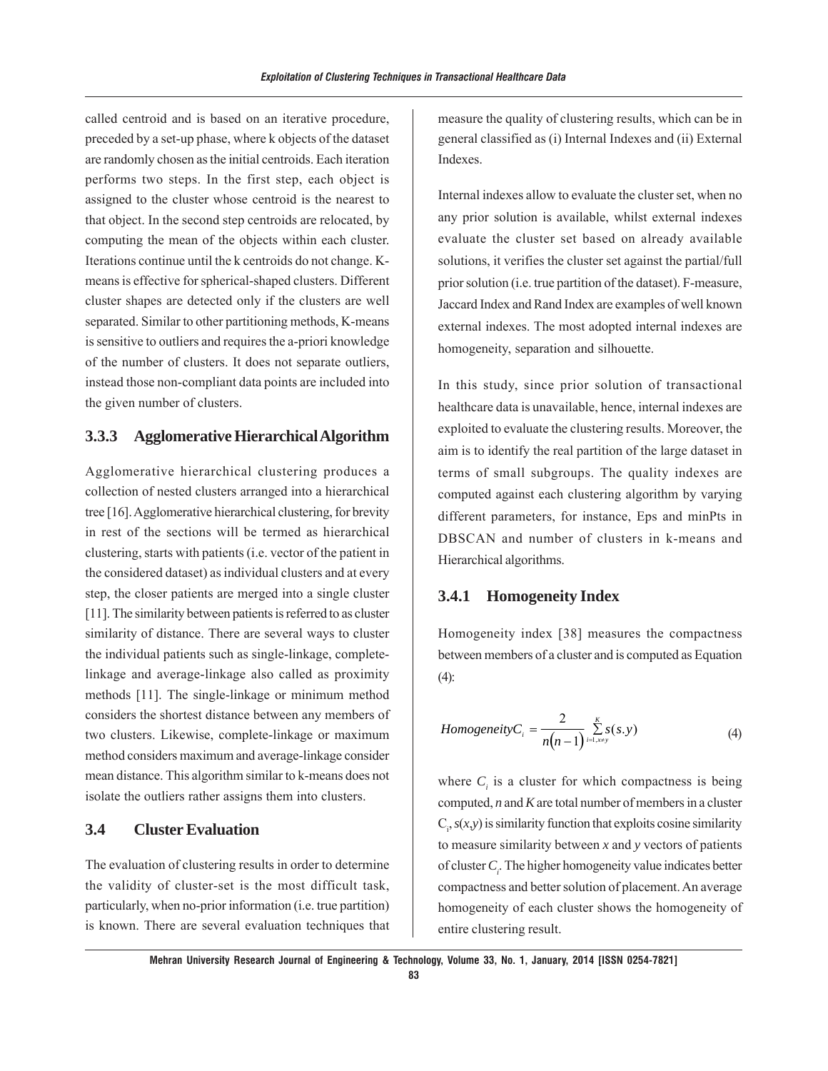called centroid and is based on an iterative procedure, preceded by a set-up phase, where k objects of the dataset are randomly chosen as the initial centroids. Each iteration performs two steps. In the first step, each object is assigned to the cluster whose centroid is the nearest to that object. In the second step centroids are relocated, by computing the mean of the objects within each cluster. Iterations continue until the k centroids do not change. K-means is effective for spherical-shaped clusters. Different cluster shapes are detected only if the clusters are well separated. Similar to other partitioning methods, K-means is sensitive to outliers and requires the a-priori knowledge of the number of clusters. It does not separate outliers, instead those non-compliant data points are included into the given number of clusters.

### 3.3.3 Agglomerative Hierarchical Algorithm

Agglomerative hierarchical clustering produces a collection of nested clusters arranged into a hierarchical tree [16]. Agglomerative hierarchical clustering, for brevity in rest of the sections will be termed as hierarchical clustering, starts with patients (i.e. vector of the patient in the considered dataset) as individual clusters and at every step, the closer patients are merged into a single cluster [11]. The similarity between patients is referred to as cluster similarity of distance. There are several ways to cluster the individual patients such as single-linkage, complete-linkage and average-linkage also called as proximity methods [11]. The single-linkage or minimum method considers the shortest distance between any members of two clusters. Likewise, complete-linkage or maximum method considers maximum and average-linkage consider mean distance. This algorithm similar to k-means does not isolate the outliers rather assigns them into clusters.

## 3.4 Cluster Evaluation

The evaluation of clustering results in order to determine the validity of cluster-set is the most difficult task, particularly, when no-prior information (i.e. true partition) is known. There are several evaluation techniques that measure the quality of clustering results, which can be in general classified as (i) Internal Indexes and (ii) External Indexes.

Internal indexes allow to evaluate the cluster set, when no any prior solution is available, whilst external indexes evaluate the cluster set based on already available solutions, it verifies the cluster set against the partial/full prior solution (i.e. true partition of the dataset). F-measure, Jaccard Index and Rand Index are examples of well known external indexes. The most adopted internal indexes are homogeneity, separation and silhouette.

In this study, since prior solution of transactional healthcare data is unavailable, hence, internal indexes are exploited to evaluate the clustering results. Moreover, the aim is to identify the real partition of the large dataset in terms of small subgroups. The quality indexes are computed against each clustering algorithm by varying different parameters, for instance, Eps and minPts in DBSCAN and number of clusters in k-means and Hierarchical algorithms.

### 3.4.1 Homogeneity Index

Homogeneity index [38] measures the compactness between members of a cluster and is computed as Equation (4):

$$HomogeneityC_i = \frac{2}{n(n-1)} \sum_{i=1, x \neq y}^{K} s(s.y) \tag{4}$$

where $C_i$ is a cluster for which compactness is being computed, $n$ and $K$ are total number of members in a cluster $C_i$, $s(x,y)$ is similarity function that exploits cosine similarity to measure similarity between $x$ and $y$ vectors of patients of cluster $C_i$. The higher homogeneity value indicates better compactness and better solution of placement. An average homogeneity of each cluster shows the homogeneity of entire clustering result.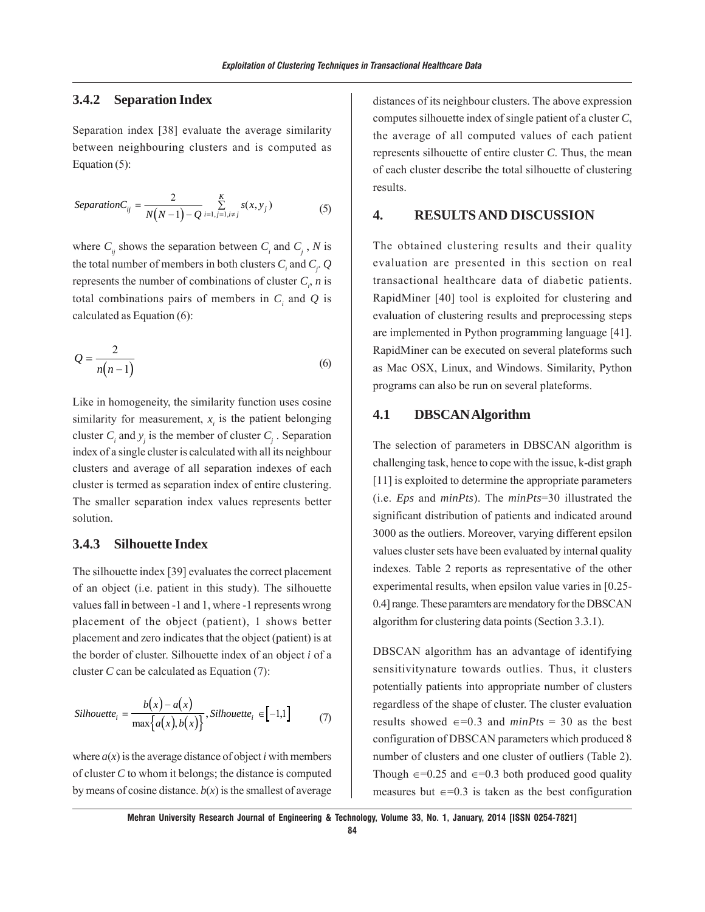### 3.4.2 Separation Index

Separation index [38] evaluate the average similarity between neighbouring clusters and is computed as Equation (5):

$$SeparationC_{ij} = \frac{2}{N(N-1) - Q} \sum_{i=1, j=1, i \neq j}^{K} s(x, y_j) \tag{5}$$

where $C_{ij}$ shows the separation between $C_i$ and $C_j$, $N$ is the total number of members in both clusters $C_i$ and $C_j$. $Q$ represents the number of combinations of cluster $C_i$, $n$ is total combinations pairs of members in $C_i$ and $Q$ is calculated as Equation (6):

$$Q = \frac{2}{n(n-1)} \tag{6}$$

Like in homogeneity, the similarity function uses cosine similarity for measurement, $x_i$ is the patient belonging cluster $C_i$ and $y_j$ is the member of cluster $C_j$. Separation index of a single cluster is calculated with all its neighbour clusters and average of all separation indexes of each cluster is termed as separation index of entire clustering. The smaller separation index values represents better solution.

### 3.4.3 Silhouette Index

The silhouette index [39] evaluates the correct placement of an object (i.e. patient in this study). The silhouette values fall in between -1 and 1, where -1 represents wrong placement of the object (patient), 1 shows better placement and zero indicates that the object (patient) is at the border of cluster. Silhouette index of an object $i$ of a cluster $C$ can be calculated as Equation (7):

$$Silhouette_i = \frac{b(x) - a(x)}{\max\{a(x), b(x)\}}, Silhouette_i \in [-1,1] \tag{7}$$

where $a(x)$ is the average distance of object $i$ with members of cluster $C$ to whom it belongs; the distance is computed by means of cosine distance. $b(x)$ is the smallest of average distances of its neighbour clusters. The above expression computes silhouette index of single patient of a cluster $C$, the average of all computed values of each patient represents silhouette of entire cluster $C$. Thus, the mean of each cluster describe the total silhouette of clustering results.

## 4. RESULTS AND DISCUSSION

The obtained clustering results and their quality evaluation are presented in this section on real transactional healthcare data of diabetic patients. RapidMiner [40] tool is exploited for clustering and evaluation of clustering results and preprocessing steps are implemented in Python programming language [41]. RapidMiner can be executed on several plateforms such as Mac OSX, Linux, and Windows. Similarity, Python programs can also be run on several plateforms.

### 4.1 DBSCAN Algorithm

The selection of parameters in DBSCAN algorithm is challenging task, hence to cope with the issue, k-dist graph [11] is exploited to determine the appropriate parameters (i.e. *Eps* and *minPts*). The *minPts*=30 illustrated the significant distribution of patients and indicated around 3000 as the outliers. Moreover, varying different epsilon values cluster sets have been evaluated by internal quality indexes. Table 2 reports as representative of the other experimental results, when epsilon value varies in [0.25-0.4] range. These paramters are mendatory for the DBSCAN algorithm for clustering data points (Section 3.3.1).

DBSCAN algorithm has an advantage of identifying sensitivitynature towards outlies. Thus, it clusters potentially patients into appropriate number of clusters regardless of the shape of cluster. The cluster evaluation results showed $\in$=0.3 and *minPts* = 30 as the best configuration of DBSCAN parameters which produced 8 number of clusters and one cluster of outliers (Table 2). Though $\in$=0.25 and $\in$=0.3 both produced good quality measures but $\in$=0.3 is taken as the best configuration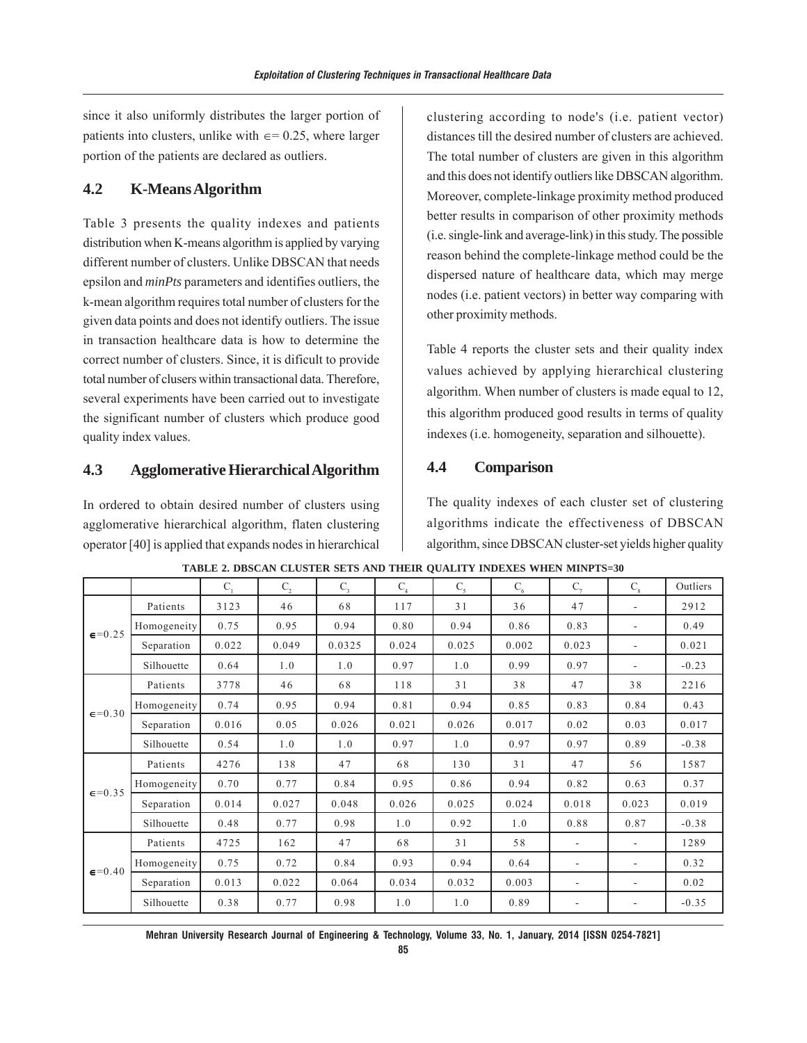since it also uniformly distributes the larger portion of patients into clusters, unlike with $\in = 0.25$, where larger portion of the patients are declared as outliers.

## 4.2 K-Means Algorithm

Table 3 presents the quality indexes and patients distribution when K-means algorithm is applied by varying different number of clusters. Unlike DBSCAN that needs epsilon and *minPts* parameters and identifies outliers, the k-mean algorithm requires total number of clusters for the given data points and does not identify outliers. The issue in transaction healthcare data is how to determine the correct number of clusters. Since, it is dificult to provide total number of clusers within transactional data. Therefore, several experiments have been carried out to investigate the significant number of clusters which produce good quality index values.

## 4.3 Agglomerative Hierarchical Algorithm

In ordered to obtain desired number of clusters using agglomerative hierarchical algorithm, flaten clustering operator [40] is applied that expands nodes in hierarchical clustering according to node's (i.e. patient vector) distances till the desired number of clusters are achieved. The total number of clusters are given in this algorithm and this does not identify outliers like DBSCAN algorithm. Moreover, complete-linkage proximity method produced better results in comparison of other proximity methods (i.e. single-link and average-link) in this study. The possible reason behind the complete-linkage method could be the dispersed nature of healthcare data, which may merge nodes (i.e. patient vectors) in better way comparing with other proximity methods.

Table 4 reports the cluster sets and their quality index values achieved by applying hierarchical clustering algorithm. When number of clusters is made equal to 12, this algorithm produced good results in terms of quality indexes (i.e. homogeneity, separation and silhouette).

## 4.4 Comparison

The quality indexes of each cluster set of clustering algorithms indicate the effectiveness of DBSCAN algorithm, since DBSCAN cluster-set yields higher quality

**TABLE 2. DBSCAN CLUSTER SETS AND THEIR QUALITY INDEXES WHEN MINPTS=30**

| | | $C_1$ | $C_2$ | $C_3$ | $C_4$ | $C_5$ | $C_6$ | $C_7$ | $C_8$ | Outliers |
|---|---|---|---|---|---|---|---|---|---|---|
| $\in$=0.25 | Patients | 3123 | 46 | 68 | 117 | 31 | 36 | 47 | - | 2912 |
| | Homogeneity | 0.75 | 0.95 | 0.94 | 0.80 | 0.94 | 0.86 | 0.83 | - | 0.49 |
| | Separation | 0.022 | 0.049 | 0.0325 | 0.024 | 0.025 | 0.002 | 0.023 | - | 0.021 |
| | Silhouette | 0.64 | 1.0 | 1.0 | 0.97 | 1.0 | 0.99 | 0.97 | - | -0.23 |
| $\in$=0.30 | Patients | 3778 | 46 | 68 | 118 | 31 | 38 | 47 | 38 | 2216 |
| | Homogeneity | 0.74 | 0.95 | 0.94 | 0.81 | 0.94 | 0.85 | 0.83 | 0.84 | 0.43 |
| | Separation | 0.016 | 0.05 | 0.026 | 0.021 | 0.026 | 0.017 | 0.02 | 0.03 | 0.017 |
| | Silhouette | 0.54 | 1.0 | 1.0 | 0.97 | 1.0 | 0.97 | 0.97 | 0.89 | -0.38 |
| $\in$=0.35 | Patients | 4276 | 138 | 47 | 68 | 130 | 31 | 47 | 56 | 1587 |
| | Homogeneity | 0.70 | 0.77 | 0.84 | 0.95 | 0.86 | 0.94 | 0.82 | 0.63 | 0.37 |
| | Separation | 0.014 | 0.027 | 0.048 | 0.026 | 0.025 | 0.024 | 0.018 | 0.023 | 0.019 |
| | Silhouette | 0.48 | 0.77 | 0.98 | 1.0 | 0.92 | 1.0 | 0.88 | 0.87 | -0.38 |
| $\in$=0.40 | Patients | 4725 | 162 | 47 | 68 | 31 | 58 | - | - | 1289 |
| | Homogeneity | 0.75 | 0.72 | 0.84 | 0.93 | 0.94 | 0.64 | - | - | 0.32 |
| | Separation | 0.013 | 0.022 | 0.064 | 0.034 | 0.032 | 0.003 | - | - | 0.02 |
| | Silhouette | 0.38 | 0.77 | 0.98 | 1.0 | 1.0 | 0.89 | - | - | -0.35 |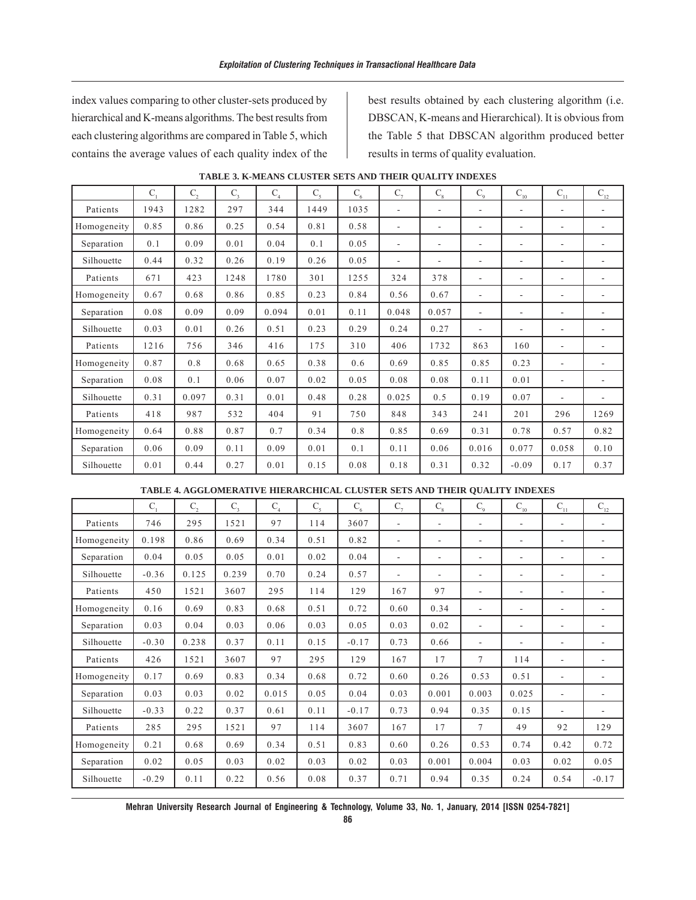index values comparing to other cluster-sets produced by hierarchical and K-means algorithms. The best results from each clustering algorithms are compared in Table 5, which contains the average values of each quality index of the best results obtained by each clustering algorithm (i.e. DBSCAN, K-means and Hierarchical). It is obvious from the Table 5 that DBSCAN algorithm produced better results in terms of quality evaluation.

**TABLE 3. K-MEANS CLUSTER SETS AND THEIR QUALITY INDEXES**

| | $C_1$ | $C_2$ | $C_3$ | $C_4$ | $C_5$ | $C_6$ | $C_7$ | $C_8$ | $C_9$ | $C_{10}$ | $C_{11}$ | $C_{12}$ |
|---|---|---|---|---|---|---|---|---|---|---|---|---|
| Patients | 1943 | 1282 | 297 | 344 | 1449 | 1035 | - | - | - | - | - | - |
| Homogeneity | 0.85 | 0.86 | 0.25 | 0.54 | 0.81 | 0.58 | - | - | - | - | - | - |
| Separation | 0.1 | 0.09 | 0.01 | 0.04 | 0.1 | 0.05 | - | - | - | - | - | - |
| Silhouette | 0.44 | 0.32 | 0.26 | 0.19 | 0.26 | 0.05 | - | - | - | - | - | - |
| Patients | 671 | 423 | 1248 | 1780 | 301 | 1255 | 324 | 378 | - | - | - | - |
| Homogeneity | 0.67 | 0.68 | 0.86 | 0.85 | 0.23 | 0.84 | 0.56 | 0.67 | - | - | - | - |
| Separation | 0.08 | 0.09 | 0.09 | 0.094 | 0.01 | 0.11 | 0.048 | 0.057 | - | - | - | - |
| Silhouette | 0.03 | 0.01 | 0.26 | 0.51 | 0.23 | 0.29 | 0.24 | 0.27 | - | - | - | - |
| Patients | 1216 | 756 | 346 | 416 | 175 | 310 | 406 | 1732 | 863 | 160 | - | - |
| Homogeneity | 0.87 | 0.8 | 0.68 | 0.65 | 0.38 | 0.6 | 0.69 | 0.85 | 0.85 | 0.23 | - | - |
| Separation | 0.08 | 0.1 | 0.06 | 0.07 | 0.02 | 0.05 | 0.08 | 0.08 | 0.11 | 0.01 | - | - |
| Silhouette | 0.31 | 0.097 | 0.31 | 0.01 | 0.48 | 0.28 | 0.025 | 0.5 | 0.19 | 0.07 | - | - |
| Patients | 418 | 987 | 532 | 404 | 91 | 750 | 848 | 343 | 241 | 201 | 296 | 1269 |
| Homogeneity | 0.64 | 0.88 | 0.87 | 0.7 | 0.34 | 0.8 | 0.85 | 0.69 | 0.31 | 0.78 | 0.57 | 0.82 |
| Separation | 0.06 | 0.09 | 0.11 | 0.09 | 0.01 | 0.1 | 0.11 | 0.06 | 0.016 | 0.077 | 0.058 | 0.10 |
| Silhouette | 0.01 | 0.44 | 0.27 | 0.01 | 0.15 | 0.08 | 0.18 | 0.31 | 0.32 | -0.09 | 0.17 | 0.37 |

**TABLE 4. AGGLOMERATIVE HIERARCHICAL CLUSTER SETS AND THEIR QUALITY INDEXES**

| | $C_1$ | $C_2$ | $C_3$ | $C_4$ | $C_5$ | $C_6$ | $C_7$ | $C_8$ | $C_9$ | $C_{10}$ | $C_{11}$ | $C_{12}$ |
|---|---|---|---|---|---|---|---|---|---|---|---|---|
| Patients | 746 | 295 | 1521 | 97 | 114 | 3607 | - | - | - | - | - | - |
| Homogeneity | 0.198 | 0.86 | 0.69 | 0.34 | 0.51 | 0.82 | - | - | - | - | - | - |
| Separation | 0.04 | 0.05 | 0.05 | 0.01 | 0.02 | 0.04 | - | - | - | - | - | - |
| Silhouette | -0.36 | 0.125 | 0.239 | 0.70 | 0.24 | 0.57 | - | - | - | - | - | - |
| Patients | 450 | 1521 | 3607 | 295 | 114 | 129 | 167 | 97 | - | - | - | - |
| Homogeneity | 0.16 | 0.69 | 0.83 | 0.68 | 0.51 | 0.72 | 0.60 | 0.34 | - | - | - | - |
| Separation | 0.03 | 0.04 | 0.03 | 0.06 | 0.03 | 0.05 | 0.03 | 0.02 | - | - | - | - |
| Silhouette | -0.30 | 0.238 | 0.37 | 0.11 | 0.15 | -0.17 | 0.73 | 0.66 | - | - | - | - |
| Patients | 426 | 1521 | 3607 | 97 | 295 | 129 | 167 | 17 | 7 | 114 | - | - |
| Homogeneity | 0.17 | 0.69 | 0.83 | 0.34 | 0.68 | 0.72 | 0.60 | 0.26 | 0.53 | 0.51 | - | - |
| Separation | 0.03 | 0.03 | 0.02 | 0.015 | 0.05 | 0.04 | 0.03 | 0.001 | 0.003 | 0.025 | - | - |
| Silhouette | -0.33 | 0.22 | 0.37 | 0.61 | 0.11 | -0.17 | 0.73 | 0.94 | 0.35 | 0.15 | - | - |
| Patients | 285 | 295 | 1521 | 97 | 114 | 3607 | 167 | 17 | 7 | 49 | 92 | 129 |
| Homogeneity | 0.21 | 0.68 | 0.69 | 0.34 | 0.51 | 0.83 | 0.60 | 0.26 | 0.53 | 0.74 | 0.42 | 0.72 |
| Separation | 0.02 | 0.05 | 0.03 | 0.02 | 0.03 | 0.02 | 0.03 | 0.001 | 0.004 | 0.03 | 0.02 | 0.05 |
| Silhouette | -0.29 | 0.11 | 0.22 | 0.56 | 0.08 | 0.37 | 0.71 | 0.94 | 0.35 | 0.24 | 0.54 | -0.17 |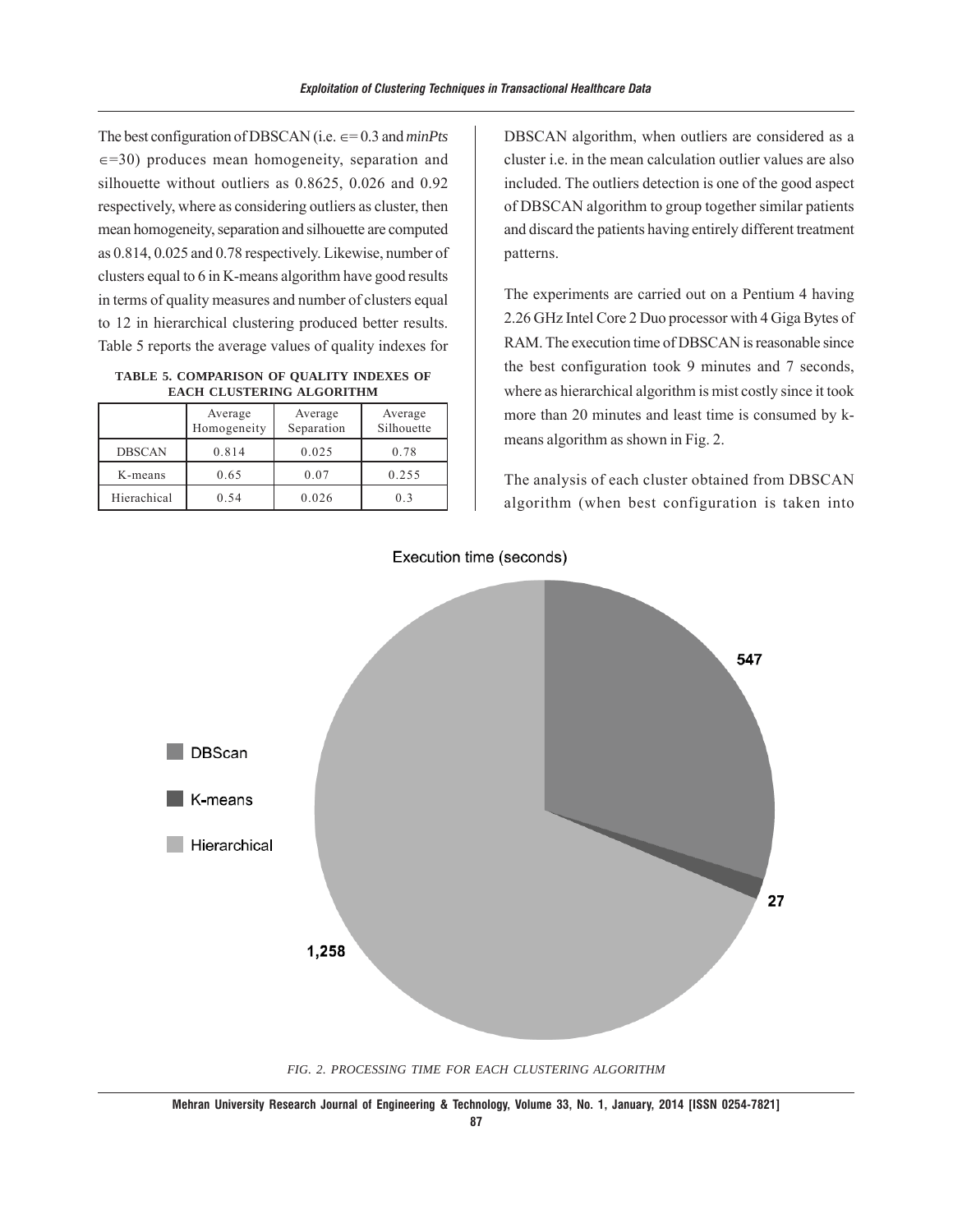The best configuration of DBSCAN (i.e. $\in = 0.3$ and *minPts* $\in=30$) produces mean homogeneity, separation and silhouette without outliers as 0.8625, 0.026 and 0.92 respectively, where as considering outliers as cluster, then mean homogeneity, separation and silhouette are computed as 0.814, 0.025 and 0.78 respectively. Likewise, number of clusters equal to 6 in K-means algorithm have good results in terms of quality measures and number of clusters equal to 12 in hierarchical clustering produced better results. Table 5 reports the average values of quality indexes for DBSCAN algorithm, when outliers are considered as a cluster i.e. in the mean calculation outlier values are also included. The outliers detection is one of the good aspect of DBSCAN algorithm to group together similar patients and discard the patients having entirely different treatment patterns.

**TABLE 5. COMPARISON OF QUALITY INDEXES OF EACH CLUSTERING ALGORITHM**

| | Average Homogeneity | Average Separation | Average Silhouette |
|---|---|---|---|
| DBSCAN | 0.814 | 0.025 | 0.78 |
| K-means | 0.65 | 0.07 | 0.255 |
| Hierachical | 0.54 | 0.026 | 0.3 |

The experiments are carried out on a Pentium 4 having 2.26 GHz Intel Core 2 Duo processor with 4 Giga Bytes of RAM. The execution time of DBSCAN is reasonable since the best configuration took 9 minutes and 7 seconds, where as hierarchical algorithm is mist costly since it took more than 20 minutes and least time is consumed by k-means algorithm as shown in Fig. 2.

The analysis of each cluster obtained from DBSCAN algorithm (when best configuration is taken into

Execution time (seconds)

547

27

1,258

DBScan

K-means

Hierarchical

*FIG. 2. PROCESSING TIME FOR EACH CLUSTERING ALGORITHM*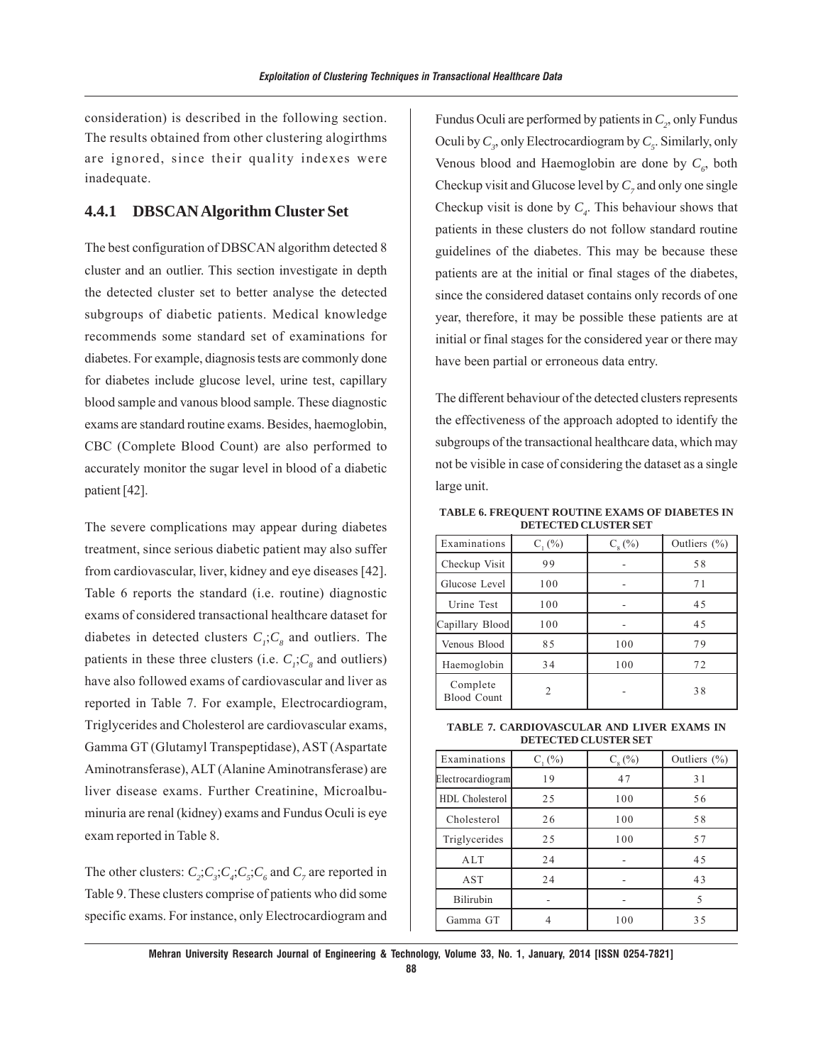consideration) is described in the following section. The results obtained from other clustering alogirthms are ignored, since their quality indexes were inadequate.

### 4.4.1 DBSCAN Algorithm Cluster Set

The best configuration of DBSCAN algorithm detected 8 cluster and an outlier. This section investigate in depth the detected cluster set to better analyse the detected subgroups of diabetic patients. Medical knowledge recommends some standard set of examinations for diabetes. For example, diagnosis tests are commonly done for diabetes include glucose level, urine test, capillary blood sample and vanous blood sample. These diagnostic exams are standard routine exams. Besides, haemoglobin, CBC (Complete Blood Count) are also performed to accurately monitor the sugar level in blood of a diabetic patient [42].

The severe complications may appear during diabetes treatment, since serious diabetic patient may also suffer from cardiovascular, liver, kidney and eye diseases [42]. Table 6 reports the standard (i.e. routine) diagnostic exams of considered transactional healthcare dataset for diabetes in detected clusters $C_1$;$C_8$ and outliers. The patients in these three clusters (i.e. $C_1$;$C_8$ and outliers) have also followed exams of cardiovascular and liver as reported in Table 7. For example, Electrocardiogram, Triglycerides and Cholesterol are cardiovascular exams, Gamma GT (Glutamyl Transpeptidase), AST (Aspartate Aminotransferase), ALT (Alanine Aminotransferase) are liver disease exams. Further Creatinine, Microalbuminuria are renal (kidney) exams and Fundus Oculi is eye exam reported in Table 8.

The other clusters: $C_2$;$C_3$;$C_4$;$C_5$;$C_6$ and $C_7$ are reported in Table 9. These clusters comprise of patients who did some specific exams. For instance, only Electrocardiogram and Fundus Oculi are performed by patients in $C_2$, only Fundus Oculi by $C_3$, only Electrocardiogram by $C_5$. Similarly, only Venous blood and Haemoglobin are done by $C_6$, both Checkup visit and Glucose level by $C_7$ and only one single Checkup visit is done by $C_4$. This behaviour shows that patients in these clusters do not follow standard routine guidelines of the diabetes. This may be because these patients are at the initial or final stages of the diabetes, since the considered dataset contains only records of one year, therefore, it may be possible these patients are at initial or final stages for the considered year or there may have been partial or erroneous data entry.

The different behaviour of the detected clusters represents the effectiveness of the approach adopted to identify the subgroups of the transactional healthcare data, which may not be visible in case of considering the dataset as a single large unit.

**TABLE 6. FREQUENT ROUTINE EXAMS OF DIABETES IN DETECTED CLUSTER SET**

| Examinations | $C_1$ (%) | $C_8$ (%) | Outliers (%) |
|---|---|---|---|
| Checkup Visit | 99 | - | 58 |
| Glucose Level | 100 | - | 71 |
| Urine Test | 100 | - | 45 |
| Capillary Blood | 100 | - | 45 |
| Venous Blood | 85 | 100 | 79 |
| Haemoglobin | 34 | 100 | 72 |
| Complete Blood Count | 2 | - | 38 |

**TABLE 7. CARDIOVASCULAR AND LIVER EXAMS IN DETECTED CLUSTER SET**

| Examinations | $C_1$ (%) | $C_8$ (%) | Outliers (%) |
|---|---|---|---|
| Electrocardiogram | 19 | 47 | 31 |
| HDL Cholesterol | 25 | 100 | 56 |
| Cholesterol | 26 | 100 | 58 |
| Triglycerides | 25 | 100 | 57 |
| ALT | 24 | - | 45 |
| AST | 24 | - | 43 |
| Bilirubin | - | - | 5 |
| Gamma GT | 4 | 100 | 35 |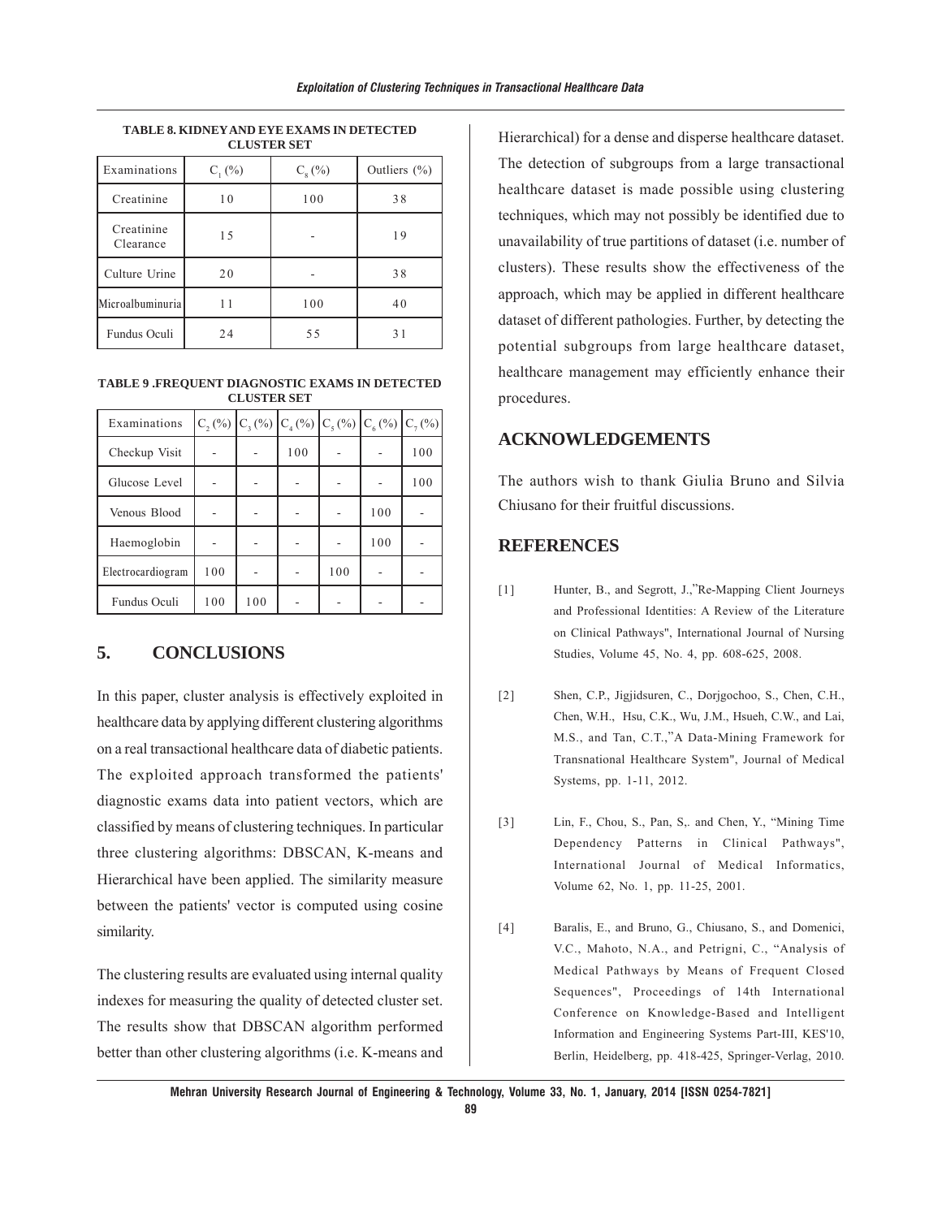**TABLE 8. KIDNEY AND EYE EXAMS IN DETECTED CLUSTER SET**

| Examinations | $C_1$ (%) | $C_8$ (%) | Outliers (%) |
|---|---|---|---|
| Creatinine | 10 | 100 | 38 |
| Creatinine Clearance | 15 | - | 19 |
| Culture Urine | 20 | - | 38 |
| Microalbuminuria | 11 | 100 | 40 |
| Fundus Oculi | 24 | 55 | 31 |

**TABLE 9 .FREQUENT DIAGNOSTIC EXAMS IN DETECTED CLUSTER SET**

| Examinations | $C_2$ (%) | $C_3$ (%) | $C_4$ (%) | $C_5$ (%) | $C_6$ (%) | $C_7$ (%) |
|---|---|---|---|---|---|---|
| Checkup Visit | - | - | 100 | - | - | 100 |
| Glucose Level | - | - | - | - | - | 100 |
| Venous Blood | - | - | - | - | 100 | - |
| Haemoglobin | - | - | - | - | 100 | - |
| Electrocardiogram | 100 | - | - | 100 | - | - |
| Fundus Oculi | 100 | 100 | - | - | - | - |

## 5. CONCLUSIONS

In this paper, cluster analysis is effectively exploited in healthcare data by applying different clustering algorithms on a real transactional healthcare data of diabetic patients. The exploited approach transformed the patients' diagnostic exams data into patient vectors, which are classified by means of clustering techniques. In particular three clustering algorithms: DBSCAN, K-means and Hierarchical have been applied. The similarity measure between the patients' vector is computed using cosine similarity.

The clustering results are evaluated using internal quality indexes for measuring the quality of detected cluster set. The results show that DBSCAN algorithm performed better than other clustering algorithms (i.e. K-means and Hierarchical) for a dense and disperse healthcare dataset. The detection of subgroups from a large transactional healthcare dataset is made possible using clustering techniques, which may not possibly be identified due to unavailability of true partitions of dataset (i.e. number of clusters). These results show the effectiveness of the approach, which may be applied in different healthcare dataset of different pathologies. Further, by detecting the potential subgroups from large healthcare dataset, healthcare management may efficiently enhance their procedures.

## ACKNOWLEDGEMENTS

The authors wish to thank Giulia Bruno and Silvia Chiusano for their fruitful discussions.

## REFERENCES

[1] Hunter, B., and Segrott, J.,"Re-Mapping Client Journeys and Professional Identities: A Review of the Literature on Clinical Pathways", International Journal of Nursing Studies, Volume 45, No. 4, pp. 608-625, 2008.

[2] Shen, C.P., Jigjidsuren, C., Dorjgochoo, S., Chen, C.H., Chen, W.H., Hsu, C.K., Wu, J.M., Hsueh, C.W., and Lai, M.S., and Tan, C.T.,"A Data-Mining Framework for Transnational Healthcare System", Journal of Medical Systems, pp. 1-11, 2012.

[3] Lin, F., Chou, S., Pan, S,. and Chen, Y., "Mining Time Dependency Patterns in Clinical Pathways", International Journal of Medical Informatics, Volume 62, No. 1, pp. 11-25, 2001.

[4] Baralis, E., and Bruno, G., Chiusano, S., and Domenici, V.C., Mahoto, N.A., and Petrigni, C., "Analysis of Medical Pathways by Means of Frequent Closed Sequences", Proceedings of 14th International Conference on Knowledge-Based and Intelligent Information and Engineering Systems Part-III, KES'10, Berlin, Heidelberg, pp. 418-425, Springer-Verlag, 2010.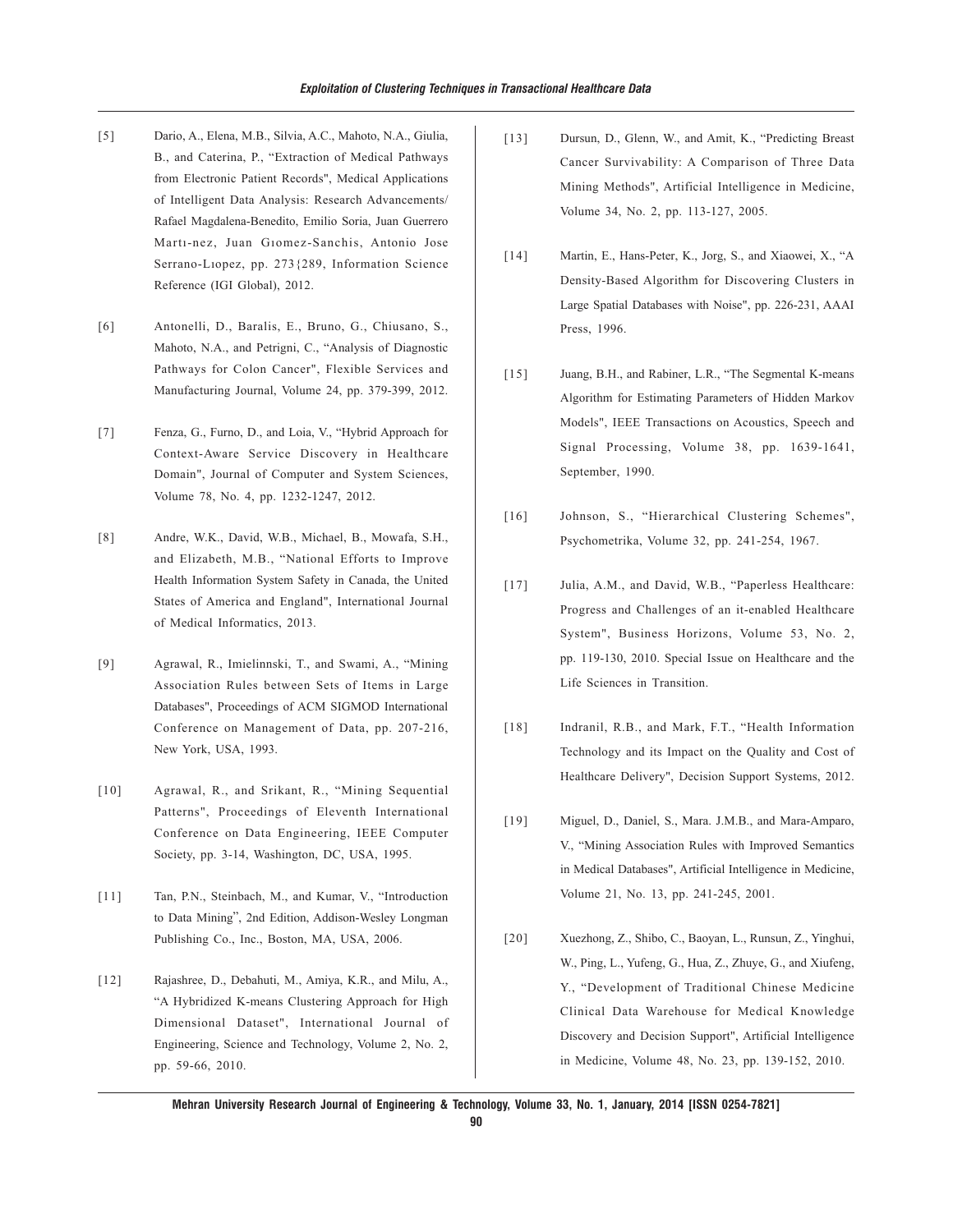[5] Dario, A., Elena, M.B., Silvia, A.C., Mahoto, N.A., Giulia, B., and Caterina, P., "Extraction of Medical Pathways from Electronic Patient Records", Medical Applications of Intelligent Data Analysis: Research Advancements/ Rafael Magdalena-Benedito, Emilio Soria, Juan Guerrero Martı-nez, Juan Gıomez-Sanchis, Antonio Jose Serrano-Lıopez, pp. 273{289, Information Science Reference (IGI Global), 2012.

[6] Antonelli, D., Baralis, E., Bruno, G., Chiusano, S., Mahoto, N.A., and Petrigni, C., "Analysis of Diagnostic Pathways for Colon Cancer", Flexible Services and Manufacturing Journal, Volume 24, pp. 379-399, 2012.

[7] Fenza, G., Furno, D., and Loia, V., "Hybrid Approach for Context-Aware Service Discovery in Healthcare Domain", Journal of Computer and System Sciences, Volume 78, No. 4, pp. 1232-1247, 2012.

[8] Andre, W.K., David, W.B., Michael, B., Mowafa, S.H., and Elizabeth, M.B., "National Efforts to Improve Health Information System Safety in Canada, the United States of America and England", International Journal of Medical Informatics, 2013.

[9] Agrawal, R., Imielinnski, T., and Swami, A., "Mining Association Rules between Sets of Items in Large Databases", Proceedings of ACM SIGMOD International Conference on Management of Data, pp. 207-216, New York, USA, 1993.

[10] Agrawal, R., and Srikant, R., "Mining Sequential Patterns", Proceedings of Eleventh International Conference on Data Engineering, IEEE Computer Society, pp. 3-14, Washington, DC, USA, 1995.

[11] Tan, P.N., Steinbach, M., and Kumar, V., "Introduction to Data Mining", 2nd Edition, Addison-Wesley Longman Publishing Co., Inc., Boston, MA, USA, 2006.

[12] Rajashree, D., Debahuti, M., Amiya, K.R., and Milu, A., "A Hybridized K-means Clustering Approach for High Dimensional Dataset", International Journal of Engineering, Science and Technology, Volume 2, No. 2, pp. 59-66, 2010.

[13] Dursun, D., Glenn, W., and Amit, K., "Predicting Breast Cancer Survivability: A Comparison of Three Data Mining Methods", Artificial Intelligence in Medicine, Volume 34, No. 2, pp. 113-127, 2005.

[14] Martin, E., Hans-Peter, K., Jorg, S., and Xiaowei, X., "A Density-Based Algorithm for Discovering Clusters in Large Spatial Databases with Noise", pp. 226-231, AAAI Press, 1996.

[15] Juang, B.H., and Rabiner, L.R., "The Segmental K-means Algorithm for Estimating Parameters of Hidden Markov Models", IEEE Transactions on Acoustics, Speech and Signal Processing, Volume 38, pp. 1639-1641, September, 1990.

[16] Johnson, S., "Hierarchical Clustering Schemes", Psychometrika, Volume 32, pp. 241-254, 1967.

[17] Julia, A.M., and David, W.B., "Paperless Healthcare: Progress and Challenges of an it-enabled Healthcare System", Business Horizons, Volume 53, No. 2, pp. 119-130, 2010. Special Issue on Healthcare and the Life Sciences in Transition.

[18] Indranil, R.B., and Mark, F.T., "Health Information Technology and its Impact on the Quality and Cost of Healthcare Delivery", Decision Support Systems, 2012.

[19] Miguel, D., Daniel, S., Mara. J.M.B., and Mara-Amparo, V., "Mining Association Rules with Improved Semantics in Medical Databases", Artificial Intelligence in Medicine, Volume 21, No. 13, pp. 241-245, 2001.

[20] Xuezhong, Z., Shibo, C., Baoyan, L., Runsun, Z., Yinghui, W., Ping, L., Yufeng, G., Hua, Z., Zhuye, G., and Xiufeng, Y., "Development of Traditional Chinese Medicine Clinical Data Warehouse for Medical Knowledge Discovery and Decision Support", Artificial Intelligence in Medicine, Volume 48, No. 23, pp. 139-152, 2010.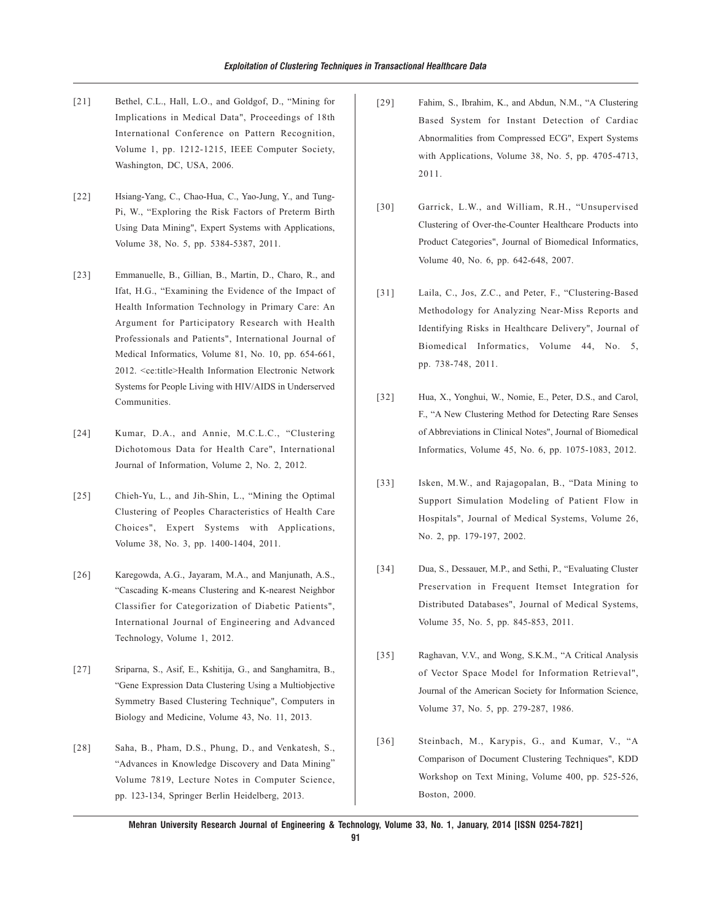[21] Bethel, C.L., Hall, L.O., and Goldgof, D., "Mining for Implications in Medical Data", Proceedings of 18th International Conference on Pattern Recognition, Volume 1, pp. 1212-1215, IEEE Computer Society, Washington, DC, USA, 2006.

[22] Hsiang-Yang, C., Chao-Hua, C., Yao-Jung, Y., and Tung-Pi, W., "Exploring the Risk Factors of Preterm Birth Using Data Mining", Expert Systems with Applications, Volume 38, No. 5, pp. 5384-5387, 2011.

[23] Emmanuelle, B., Gillian, B., Martin, D., Charo, R., and Ifat, H.G., "Examining the Evidence of the Impact of Health Information Technology in Primary Care: An Argument for Participatory Research with Health Professionals and Patients", International Journal of Medical Informatics, Volume 81, No. 10, pp. 654-661, 2012. <ce:title>Health Information Electronic Network Systems for People Living with HIV/AIDS in Underserved Communities.

[24] Kumar, D.A., and Annie, M.C.L.C., "Clustering Dichotomous Data for Health Care", International Journal of Information, Volume 2, No. 2, 2012.

[25] Chieh-Yu, L., and Jih-Shin, L., "Mining the Optimal Clustering of Peoples Characteristics of Health Care Choices", Expert Systems with Applications, Volume 38, No. 3, pp. 1400-1404, 2011.

[26] Karegowda, A.G., Jayaram, M.A., and Manjunath, A.S., "Cascading K-means Clustering and K-nearest Neighbor Classifier for Categorization of Diabetic Patients", International Journal of Engineering and Advanced Technology, Volume 1, 2012.

[27] Sriparna, S., Asif, E., Kshitija, G., and Sanghamitra, B., "Gene Expression Data Clustering Using a Multiobjective Symmetry Based Clustering Technique", Computers in Biology and Medicine, Volume 43, No. 11, 2013.

[28] Saha, B., Pham, D.S., Phung, D., and Venkatesh, S., "Advances in Knowledge Discovery and Data Mining" Volume 7819, Lecture Notes in Computer Science, pp. 123-134, Springer Berlin Heidelberg, 2013.

[29] Fahim, S., Ibrahim, K., and Abdun, N.M., "A Clustering Based System for Instant Detection of Cardiac Abnormalities from Compressed ECG", Expert Systems with Applications, Volume 38, No. 5, pp. 4705-4713, 2011.

[30] Garrick, L.W., and William, R.H., "Unsupervised Clustering of Over-the-Counter Healthcare Products into Product Categories", Journal of Biomedical Informatics, Volume 40, No. 6, pp. 642-648, 2007.

[31] Laila, C., Jos, Z.C., and Peter, F., "Clustering-Based Methodology for Analyzing Near-Miss Reports and Identifying Risks in Healthcare Delivery", Journal of Biomedical Informatics, Volume 44, No. 5, pp. 738-748, 2011.

[32] Hua, X., Yonghui, W., Nomie, E., Peter, D.S., and Carol, F., "A New Clustering Method for Detecting Rare Senses of Abbreviations in Clinical Notes", Journal of Biomedical Informatics, Volume 45, No. 6, pp. 1075-1083, 2012.

[33] Isken, M.W., and Rajagopalan, B., "Data Mining to Support Simulation Modeling of Patient Flow in Hospitals", Journal of Medical Systems, Volume 26, No. 2, pp. 179-197, 2002.

[34] Dua, S., Dessauer, M.P., and Sethi, P., "Evaluating Cluster Preservation in Frequent Itemset Integration for Distributed Databases", Journal of Medical Systems, Volume 35, No. 5, pp. 845-853, 2011.

[35] Raghavan, V.V., and Wong, S.K.M., "A Critical Analysis of Vector Space Model for Information Retrieval", Journal of the American Society for Information Science, Volume 37, No. 5, pp. 279-287, 1986.

[36] Steinbach, M., Karypis, G., and Kumar, V., "A Comparison of Document Clustering Techniques", KDD Workshop on Text Mining, Volume 400, pp. 525-526, Boston, 2000.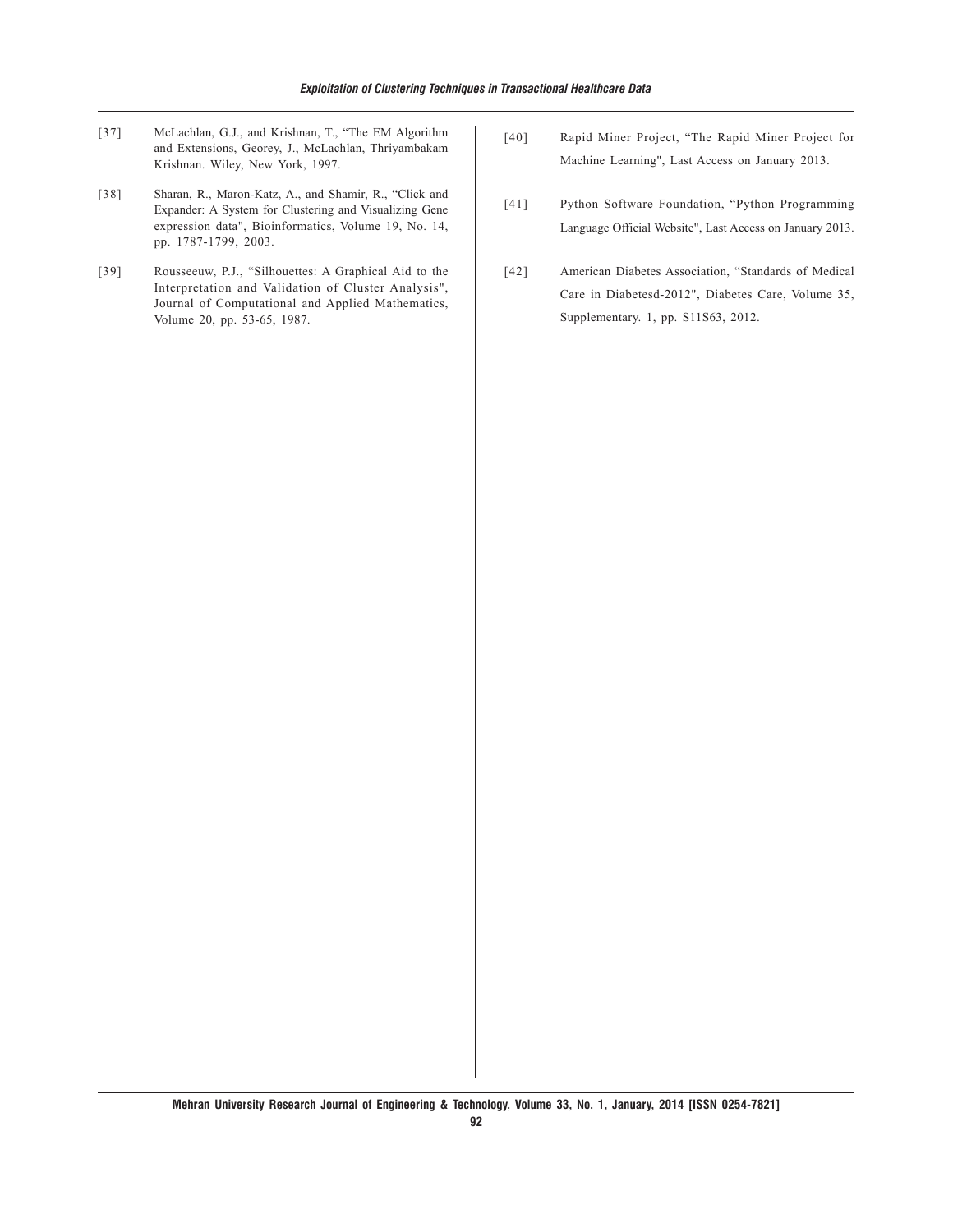[37] McLachlan, G.J., and Krishnan, T., "The EM Algorithm and Extensions, Georey, J., McLachlan, Thriyambakam Krishnan. Wiley, New York, 1997.

[38] Sharan, R., Maron-Katz, A., and Shamir, R., "Click and Expander: A System for Clustering and Visualizing Gene expression data", Bioinformatics, Volume 19, No. 14, pp. 1787-1799, 2003.

[39] Rousseeuw, P.J., "Silhouettes: A Graphical Aid to the Interpretation and Validation of Cluster Analysis", Journal of Computational and Applied Mathematics, Volume 20, pp. 53-65, 1987.

[40] Rapid Miner Project, "The Rapid Miner Project for Machine Learning", Last Access on January 2013.

[41] Python Software Foundation, "Python Programming Language Official Website", Last Access on January 2013.

[42] American Diabetes Association, "Standards of Medical Care in Diabetesd-2012", Diabetes Care, Volume 35, Supplementary. 1, pp. S11S63, 2012.